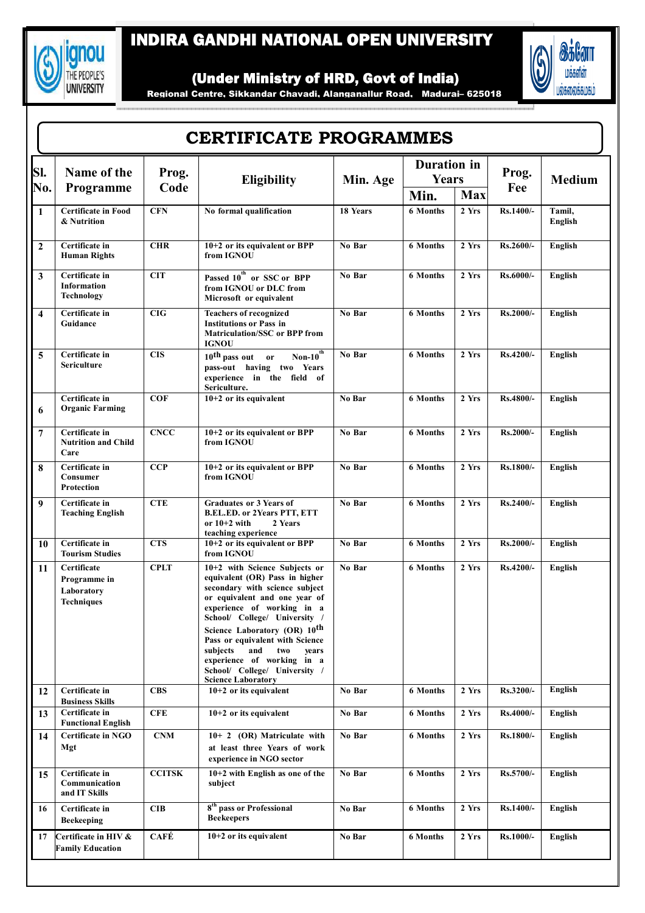# INDIRA GANDHI NATIONAL OPEN UNIVERSITY

## (Under Ministry of HRD, Govt of India)

**Regional Centre, Sikkandar Chavadi, Alanganallur Road, Madurai– 625018**

# CERTIFICATE PROGRAMMES

| Sl. No. | Name of the Programme | Prog. Code | Eligibility | Min. Age | Duration in Years | | Prog. Fee | Medium |
|---|---|---|---|---|---|---|---|---|
| | | | | | Min. | Max | | |
| 1 | Certificate in Food & Nutrition | CFN | No formal qualification | 18 Years | 6 Months | 2 Yrs | Rs.1400/- | Tamil, English |
| 2 | Certificate in Human Rights | CHR | 10+2 or its equivalent or BPP from IGNOU | No Bar | 6 Months | 2 Yrs | Rs.2600/- | English |
| 3 | Certificate in Information Technology | CIT | Passed 10th or SSC or BPP from IGNOU or DLC from Microsoft or equivalent | No Bar | 6 Months | 2 Yrs | Rs.6000/- | English |
| 4 | Certificate in Guidance | CIG | Teachers of recognized Institutions or Pass in Matriculation/SSC or BPP from IGNOU | No Bar | 6 Months | 2 Yrs | Rs.2000/- | English |
| 5 | Certificate in Sericulture | CIS | 10th pass out or Non-10th pass-out having two Years experience in the field of Sericulture. | No Bar | 6 Months | 2 Yrs | Rs.4200/- | English |
| 6 | Certificate in Organic Farming | COF | 10+2 or its equivalent | No Bar | 6 Months | 2 Yrs | Rs.4800/- | English |
| 7 | Certificate in Nutrition and Child Care | CNCC | 10+2 or its equivalent or BPP from IGNOU | No Bar | 6 Months | 2 Yrs | Rs.2000/- | English |
| 8 | Certificate in Consumer Protection | CCP | 10+2 or its equivalent or BPP from IGNOU | No Bar | 6 Months | 2 Yrs | Rs.1800/- | English |
| 9 | Certificate in Teaching English | CTE | Graduates or 3 Years of B.EL.ED. or 2Years PTT, ETT or 10+2 with 2 Years teaching experience | No Bar | 6 Months | 2 Yrs | Rs.2400/- | English |
| 10 | Certificate in Tourism Studies | CTS | 10+2 or its equivalent or BPP from IGNOU | No Bar | 6 Months | 2 Yrs | Rs.2000/- | English |
| 11 | Certificate Programme in Laboratory Techniques | CPLT | 10+2 with Science Subjects or equivalent (OR) Pass in higher secondary with science subject or equivalent and one year of experience of working in a School/ College/ University / Science Laboratory (OR) 10th Pass or equivalent with Science subjects and two years experience of working in a School/ College/ University / Science Laboratory | No Bar | 6 Months | 2 Yrs | Rs.4200/- | English |
| 12 | Certificate in Business Skills | CBS | 10+2 or its equivalent | No Bar | 6 Months | 2 Yrs | Rs.3200/- | English |
| 13 | Certificate in Functional English | CFE | 10+2 or its equivalent | No Bar | 6 Months | 2 Yrs | Rs.4000/- | English |
| 14 | Certificate in NGO Mgt | CNM | 10+ 2 (OR) Matriculate with at least three Years of work experience in NGO sector | No Bar | 6 Months | 2 Yrs | Rs.1800/- | English |
| 15 | Certificate in Communication and IT Skills | CCITSK | 10+2 with English as one of the subject | No Bar | 6 Months | 2 Yrs | Rs.5700/- | English |
| 16 | Certificate in Beekeeping | CIB | 8th pass or Professional Beekeepers | No Bar | 6 Months | 2 Yrs | Rs.1400/- | English |
| 17 | Certificate in HIV & Family Education | CAFÉ | 10+2 or its equivalent | No Bar | 6 Months | 2 Yrs | Rs.1000/- | English |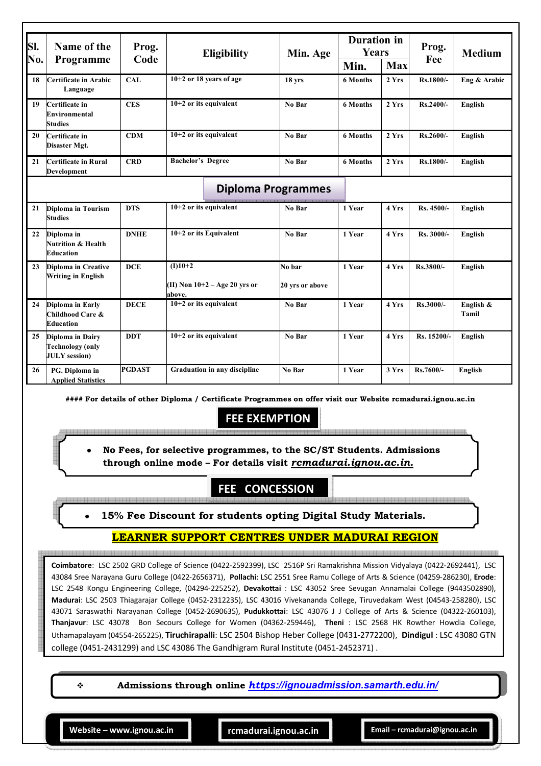| Sl. No. | Name of the Programme | Prog. Code | Eligibility | Min. Age | Duration in Years | | Prog. Fee | Medium |
|---|---|---|---|---|---|---|---|---|
| | | | | | Min. | Max | | |
| 18 | Certificate in Arabic Language | CAL | 10+2 or 18 years of age | 18 yrs | 6 Months | 2 Yrs | Rs.1800/- | Eng & Arabic |
| 19 | Certificate in Environmental Studies | CES | 10+2 or its equivalent | No Bar | 6 Months | 2 Yrs | Rs.2400/- | English |
| 20 | Certificate in Disaster Mgt. | CDM | 10+2 or its equivalent | No Bar | 6 Months | 2 Yrs | Rs.2600/- | English |
| 21 | Certificate in Rural Development | CRD | Bachelor's Degree | No Bar | 6 Months | 2 Yrs | Rs.1800/- | English |
| | | | **Diploma Programmes** | | | | | |
| 21 | Diploma in Tourism Studies | DTS | 10+2 or its equivalent | No Bar | 1 Year | 4 Yrs | Rs. 4500/- | English |
| 22 | Diploma in Nutrition & Health Education | DNHE | 10+2 or its Equivalent | No Bar | 1 Year | 4 Yrs | Rs. 3000/- | English |
| 23 | Diploma in Creative Writing in English | DCE | (I)10+2<br>(II) Non 10+2 – Age 20 yrs or above. | No bar<br>20 yrs or above | 1 Year | 4 Yrs | Rs.3800/- | English |
| 24 | Diploma in Early Childhood Care & Education | DECE | 10+2 or its equivalent | No Bar | 1 Year | 4 Yrs | Rs.3000/- | English & Tamil |
| 25 | Diploma in Dairy Technology (only JULY session) | DDT | 10+2 or its equivalent | No Bar | 1 Year | 4 Yrs | Rs. 15200/- | English |
| 26 | PG. Diploma in Applied Statistics | PGDAST | Graduation in any discipline | No Bar | 1 Year | 3 Yrs | Rs.7600/- | English |

#### For details of other Diploma / Certificate Programmes on offer visit our Website rcmadurai.ignou.ac.in

## FEE EXEMPTION

- **No Fees, for selective programmes, to the SC/ST Students. Admissions through online mode – For details visit *rcmadurai.ignou.ac.in.***

## FEE CONCESSION

- **15% Fee Discount for students opting Digital Study Materials.**

## LEARNER SUPPORT CENTRES UNDER MADURAI REGION

**Coimbatore**: LSC 2502 GRD College of Science (0422-2592399), LSC 2516P Sri Ramakrishna Mission Vidyalaya (0422-2692441), LSC 43084 Sree Narayana Guru College (0422-2656371), **Pollachi**: LSC 2551 Sree Ramu College of Arts & Science (04259-286230), **Erode**: LSC 2548 Kongu Engineering College, (04294-225252), **Devakottai** : LSC 43052 Sree Sevugan Annamalai College (9443502890), **Madurai**: LSC 2503 Thiagarajar College (0452-2312235), LSC 43016 Vivekananda College, Tiruvedakam West (04543-258280), LSC 43071 Saraswathi Narayanan College (0452-2690635), **Pudukkottai**: LSC 43076 J J College of Arts & Science (04322-260103), **Thanjavur**: LSC 43078 Bon Secours College for Women (04362-259446), **Theni** : LSC 2568 HK Rowther Howdia College, Uthamapalayam (04554-265225), **Tiruchirapalli**: LSC 2504 Bishop Heber College (0431-2772200), **Dindigul** : LSC 43080 GTN college (0451-2431299) and LSC 43086 The Gandhigram Rural Institute (0451-2452371) .

- **Admissions through online** ***https://ignouadmission.samarth.edu.in/***

**Website – www.ignou.ac.in** | **rcmadurai.ignou.ac.in** | **Email – rcmadurai@ignou.ac.in**